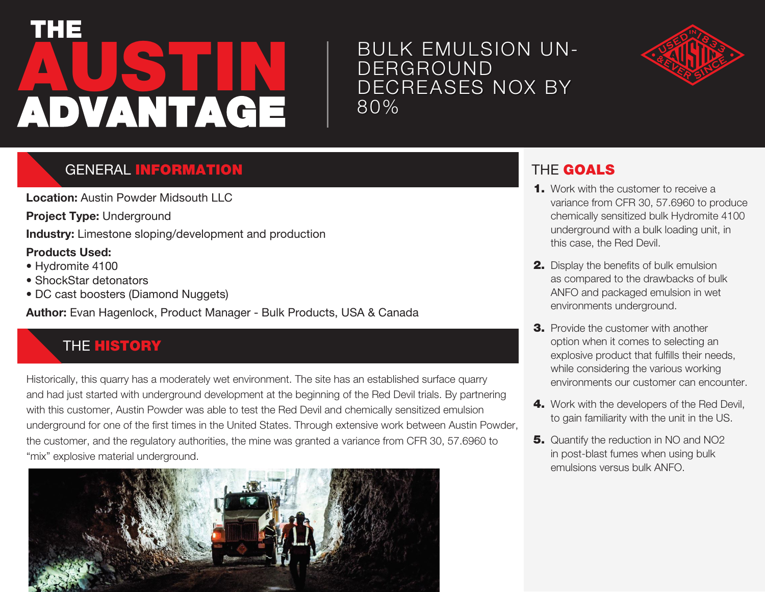# THE AUSTIN ADVANTAGE

## BULK EMULSION UNDERGROUND DECREASES NOX BY 80%

## GENERAL INFORMATION

**Location:** Austin Powder Midsouth LLC

**Project Type:** Underground

**Industry:** Limestone sloping/development and production

**Products Used:**
- Hydromite 4100
- ShockStar detonators
- DC cast boosters (Diamond Nuggets)

**Author:** Evan Hagenlock, Product Manager - Bulk Products, USA & Canada

## THE HISTORY

Historically, this quarry has a moderately wet environment. The site has an established surface quarry and had just started with underground development at the beginning of the Red Devil trials. By partnering with this customer, Austin Powder was able to test the Red Devil and chemically sensitized emulsion underground for one of the first times in the United States. Through extensive work between Austin Powder, the customer, and the regulatory authorities, the mine was granted a variance from CFR 30, 57.6960 to "mix" explosive material underground.

## THE GOALS

1. Work with the customer to receive a variance from CFR 30, 57.6960 to produce chemically sensitized bulk Hydromite 4100 underground with a bulk loading unit, in this case, the Red Devil.
2. Display the benefits of bulk emulsion as compared to the drawbacks of bulk ANFO and packaged emulsion in wet environments underground.
3. Provide the customer with another option when it comes to selecting an explosive product that fulfills their needs, while considering the various working environments our customer can encounter.
4. Work with the developers of the Red Devil, to gain familiarity with the unit in the US.
5. Quantify the reduction in NO and $NO_2$ in post-blast fumes when using bulk emulsions versus bulk ANFO.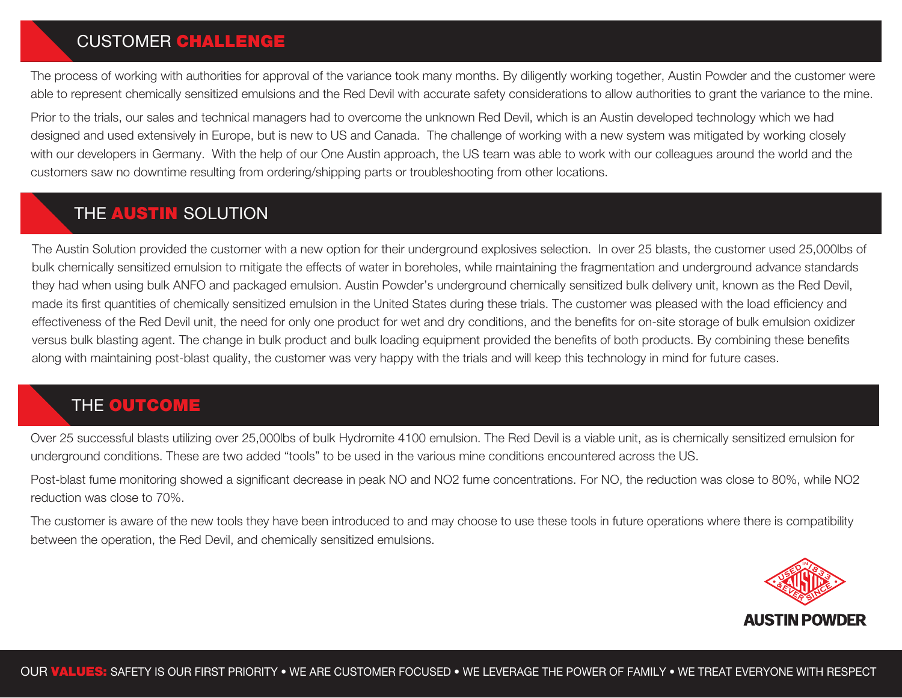## CUSTOMER **CHALLENGE**

The process of working with authorities for approval of the variance took many months. By diligently working together, Austin Powder and the customer were able to represent chemically sensitized emulsions and the Red Devil with accurate safety considerations to allow authorities to grant the variance to the mine.

Prior to the trials, our sales and technical managers had to overcome the unknown Red Devil, which is an Austin developed technology which we had designed and used extensively in Europe, but is new to US and Canada. The challenge of working with a new system was mitigated by working closely with our developers in Germany. With the help of our One Austin approach, the US team was able to work with our colleagues around the world and the customers saw no downtime resulting from ordering/shipping parts or troubleshooting from other locations.

## THE **AUSTIN** SOLUTION

The Austin Solution provided the customer with a new option for their underground explosives selection. In over 25 blasts, the customer used 25,000lbs of bulk chemically sensitized emulsion to mitigate the effects of water in boreholes, while maintaining the fragmentation and underground advance standards they had when using bulk ANFO and packaged emulsion. Austin Powder's underground chemically sensitized bulk delivery unit, known as the Red Devil, made its first quantities of chemically sensitized emulsion in the United States during these trials. The customer was pleased with the load efficiency and effectiveness of the Red Devil unit, the need for only one product for wet and dry conditions, and the benefits for on-site storage of bulk emulsion oxidizer versus bulk blasting agent. The change in bulk product and bulk loading equipment provided the benefits of both products. By combining these benefits along with maintaining post-blast quality, the customer was very happy with the trials and will keep this technology in mind for future cases.

## THE **OUTCOME**

Over 25 successful blasts utilizing over 25,000lbs of bulk Hydromite 4100 emulsion. The Red Devil is a viable unit, as is chemically sensitized emulsion for underground conditions. These are two added "tools" to be used in the various mine conditions encountered across the US.

Post-blast fume monitoring showed a significant decrease in peak NO and $NO_2$ fume concentrations. For NO, the reduction was close to 80%, while $NO_2$ reduction was close to 70%.

The customer is aware of the new tools they have been introduced to and may choose to use these tools in future operations where there is compatibility between the operation, the Red Devil, and chemically sensitized emulsions.

USED IN 1833 & EVER SINCE AUSTIN

AUSTIN POWDER

OUR **VALUES:** SAFETY IS OUR FIRST PRIORITY • WE ARE CUSTOMER FOCUSED • WE LEVERAGE THE POWER OF FAMILY • WE TREAT EVERYONE WITH RESPECT